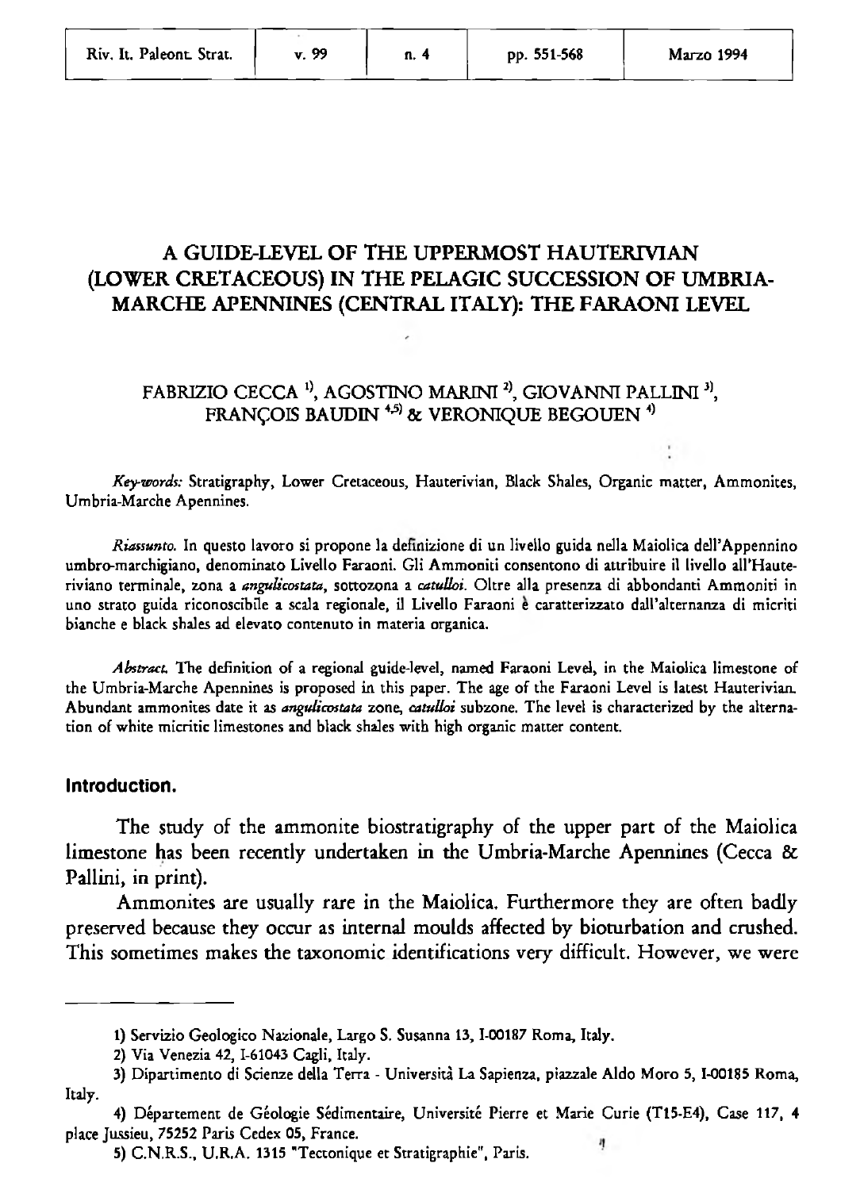# A GUIDE-LEVEL OF THE UPPERMOST HAUTERIVIAN (LOWER CRETACEOUS) IN THE PELAGIC SUCCESSION OF UMBRIA-MARCHE APENNINES (CENTRAL ITALY): THE FARAONI LEVEL

FABRIZIO CECCA [1], AGOSTINO MARINI [2], GIOVANNI PALLINI [3], FRANÇOIS BAUDIN [4,5] & VERONIQUE BEGOUEN [4]

*Key-words:* Stratigraphy, Lower Cretaceous, Hauterivian, Black Shales, Organic matter, Ammonites, Umbria-Marche Apennines.

*Riassunto.* In questo lavoro si propone la definizione di un livello guida nella Maiolica dell'Appennino umbro-marchigiano, denominato Livello Faraoni. Gli Ammoniti consentono di attribuire il livello all'Hauteriviano terminale, zona a ***angulicostata***, sottozona a ***catulloi***. Oltre alla presenza di abbondanti Ammoniti in uno strato guida riconoscibile a scala regionale, il Livello Faraoni è caratterizzato dall'alternanza di micriti bianche e black shales ad elevato contenuto in materia organica.

*Abstract.* The definition of a regional guide-level, named Faraoni Level, in the Maiolica limestone of the Umbria-Marche Apennines is proposed in this paper. The age of the Faraoni Level is latest Hauterivian. Abundant ammonites date it as ***angulicostata*** zone, ***catulloi*** subzone. The level is characterized by the alternation of white micritic limestones and black shales with high organic matter content.

## Introduction.

The study of the ammonite biostratigraphy of the upper part of the Maiolica limestone has been recently undertaken in the Umbria-Marche Apennines (Cecca & Pallini, in print).

Ammonites are usually rare in the Maiolica. Furthermore they are often badly preserved because they occur as internal moulds affected by bioturbation and crushed. This sometimes makes the taxonomic identifications very difficult. However, we were

---

1) Servizio Geologico Nazionale, Largo S. Susanna 13, I-00187 Roma, Italy.

2) Via Venezia 42, I-61043 Cagli, Italy.

3) Dipartimento di Scienze della Terra - Università La Sapienza, piazzale Aldo Moro 5, I-00185 Roma, Italy.

4) Département de Géologie Sédimentaire, Université Pierre et Marie Curie (T15-E4), Case 117, 4 place Jussieu, 75252 Paris Cedex 05, France.

5) C.N.R.S., U.R.A. 1315 "Tectonique et Stratigraphie", Paris.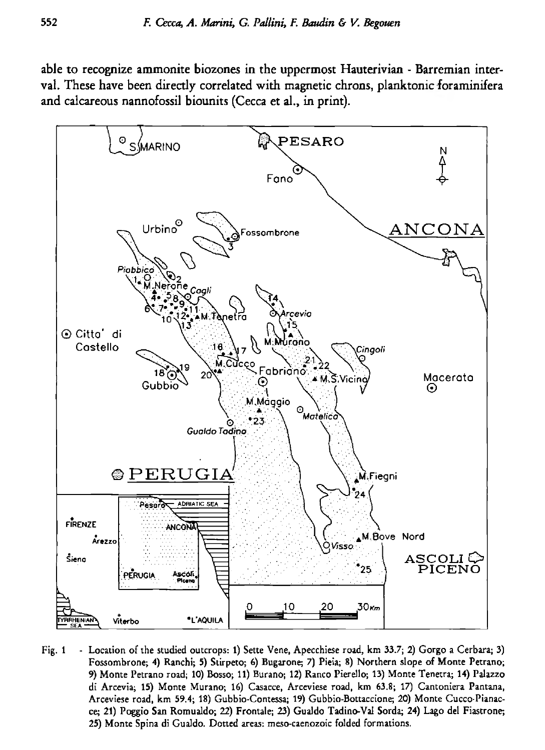able to recognize ammonite biozones in the uppermost Hauterivian - Barremian interval. These have been directly correlated with magnetic chrons, planktonic foraminifera and calcareous nannofossil biounits (Cecca et al., in print).

Fig. 1 - Location of the studied outcrops: 1) Sette Vene, Apecchiese road, km 33.7; 2) Gorgo a Cerbara; 3) Fossombrone; 4) Ranchi; 5) Stirpeto; 6) Bugarone; 7) Pieia; 8) Northern slope of Monte Petrano; 9) Monte Petrano road; 10) Bosso; 11) Burano; 12) Ranco Pierello; 13) Monte Tenetra; 14) Palazzo di Arcevia; 15) Monte Murano; 16) Casacce, Arceviese road, km 63.8; 17) Cantoniera Pantana, Arceviese road, km 59.4; 18) Gubbio-Contessa; 19) Gubbio-Bottaccione; 20) Monte Cucco-Pianacce; 21) Poggio San Romualdo; 22) Frontale; 23) Gualdo Tadino-Val Sorda; 24) Lago del Fiastrone; 25) Monte Spina di Gualdo. Dotted areas: meso-caenozoic folded formations.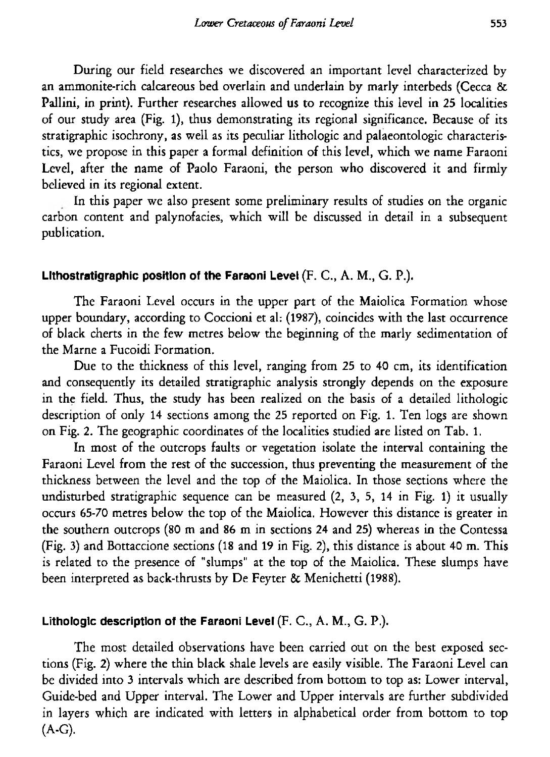During our field researches we discovered an important level characterized by an ammonite-rich calcareous bed overlain and underlain by marly interbeds (Cecca & Pallini, in print). Further researches allowed us to recognize this level in 25 localities of our study area (Fig. 1), thus demonstrating its regional significance. Because of its stratigraphic isochrony, as well as its peculiar lithologic and palaeontologic characteristics, we propose in this paper a formal definition of this level, which we name Faraoni Level, after the name of Paolo Faraoni, the person who discovered it and firmly believed in its regional extent.

In this paper we also present some preliminary results of studies on the organic carbon content and palynofacies, which will be discussed in detail in a subsequent publication.

## Lithostratigraphic position of the Faraoni Level (F. C., A. M., G. P.).

The Faraoni Level occurs in the upper part of the Maiolica Formation whose upper boundary, according to Coccioni et al: (1987), coincides with the last occurrence of black cherts in the few metres below the beginning of the marly sedimentation of the Marne a Fucoidi Formation.

Due to the thickness of this level, ranging from 25 to 40 cm, its identification and consequently its detailed stratigraphic analysis strongly depends on the exposure in the field. Thus, the study has been realized on the basis of a detailed lithologic description of only 14 sections among the 25 reported on Fig. 1. Ten logs are shown on Fig. 2. The geographic coordinates of the localities studied are listed on Tab. 1.

In most of the outcrops faults or vegetation isolate the interval containing the Faraoni Level from the rest of the succession, thus preventing the measurement of the thickness between the level and the top of the Maiolica. In those sections where the undisturbed stratigraphic sequence can be measured (2, 3, 5, 14 in Fig. 1) it usually occurs 65-70 metres below the top of the Maiolica. However this distance is greater in the southern outcrops (80 m and 86 m in sections 24 and 25) whereas in the Contessa (Fig. 3) and Bottaccione sections (18 and 19 in Fig. 2), this distance is about 40 m. This is related to the presence of "slumps" at the top of the Maiolica. These slumps have been interpreted as back-thrusts by De Feyter & Menichetti (1988).

## Lithologic description of the Faraoni Level (F. C., A. M., G. P.).

The most detailed observations have been carried out on the best exposed sections (Fig. 2) where the thin black shale levels are easily visible. The Faraoni Level can be divided into 3 intervals which are described from bottom to top as: Lower interval, Guide-bed and Upper interval. The Lower and Upper intervals are further subdivided in layers which are indicated with letters in alphabetical order from bottom to top (A-G).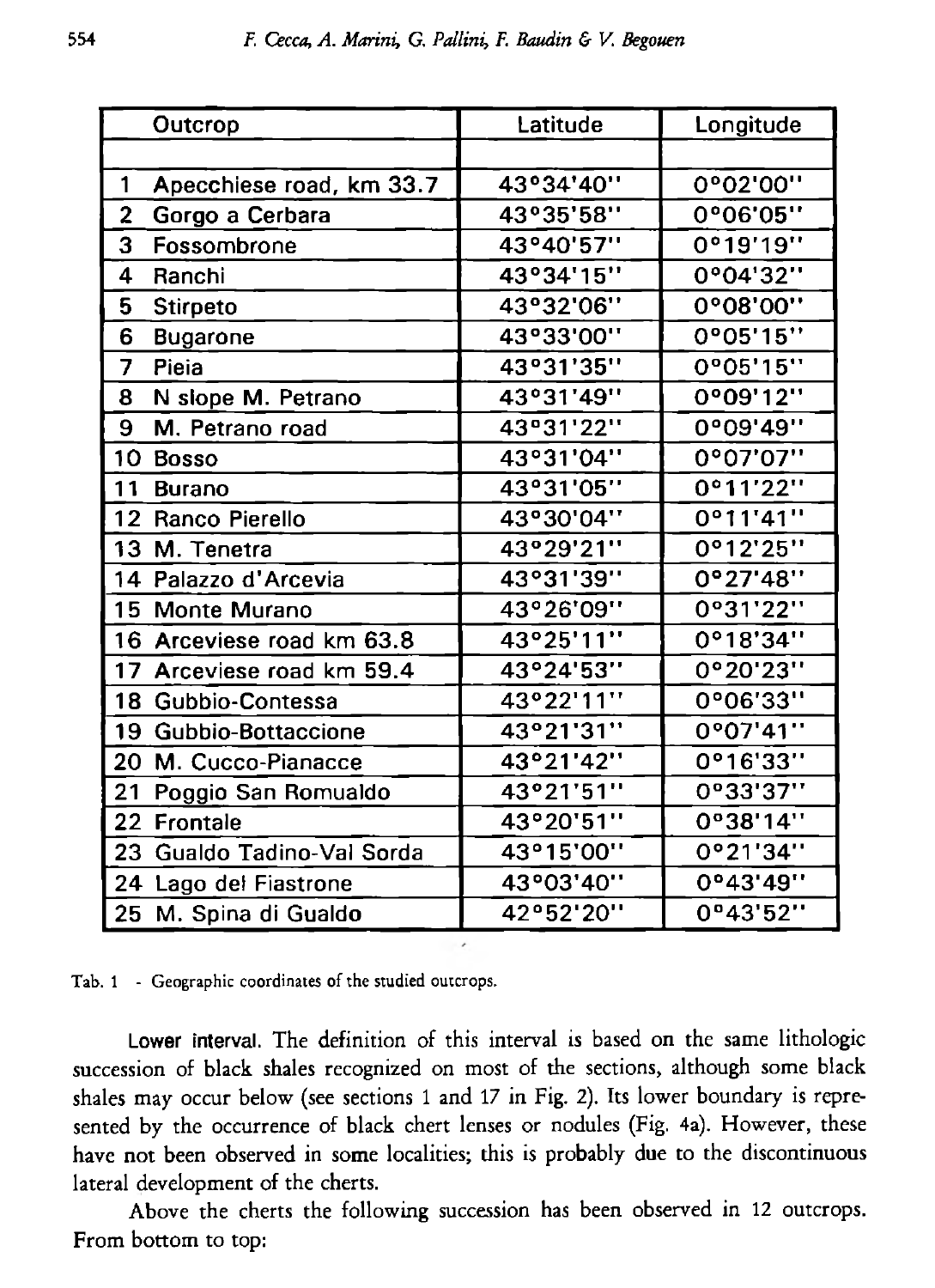| Outcrop | Latitude | Longitude |
|---|---|---|
| | | |
| 1 Apecchiese road, km 33.7 | 43°34'40" | 0°02'00" |
| 2 Gorgo a Cerbara | 43°35'58" | 0°06'05" |
| 3 Fossombrone | 43°40'57" | 0°19'19" |
| 4 Ranchi | 43°34'15" | 0°04'32" |
| 5 Stirpeto | 43°32'06" | 0°08'00" |
| 6 Bugarone | 43°33'00" | 0°05'15" |
| 7 Pieia | 43°31'35" | 0°05'15" |
| 8 N slope M. Petrano | 43°31'49" | 0°09'12" |
| 9 M. Petrano road | 43°31'22" | 0°09'49" |
| 10 Bosso | 43°31'04" | 0°07'07" |
| 11 Burano | 43°31'05" | 0°11'22" |
| 12 Ranco Pierello | 43°30'04" | 0°11'41" |
| 13 M. Tenetra | 43°29'21" | 0°12'25" |
| 14 Palazzo d'Arcevia | 43°31'39" | 0°27'48" |
| 15 Monte Murano | 43°26'09" | 0°31'22" |
| 16 Arceviese road km 63.8 | 43°25'11" | 0°18'34" |
| 17 Arceviese road km 59.4 | 43°24'53" | 0°20'23" |
| 18 Gubbio-Contessa | 43°22'11" | 0°06'33" |
| 19 Gubbio-Bottaccione | 43°21'31" | 0°07'41" |
| 20 M. Cucco-Pianacce | 43°21'42" | 0°16'33" |
| 21 Poggio San Romualdo | 43°21'51" | 0°33'37" |
| 22 Frontale | 43°20'51" | 0°38'14" |
| 23 Gualdo Tadino-Val Sorda | 43°15'00" | 0°21'34" |
| 24 Lago del Fiastrone | 43°03'40" | 0°43'49" |
| 25 M. Spina di Gualdo | 42°52'20" | 0°43'52" |

Tab. 1 - Geographic coordinates of the studied outcrops.

**Lower interval.** The definition of this interval is based on the same lithologic succession of black shales recognized on most of the sections, although some black shales may occur below (see sections 1 and 17 in Fig. 2). Its lower boundary is represented by the occurrence of black chert lenses or nodules (Fig. 4a). However, these have not been observed in some localities; this is probably due to the discontinuous lateral development of the cherts.

Above the cherts the following succession has been observed in 12 outcrops. From bottom to top: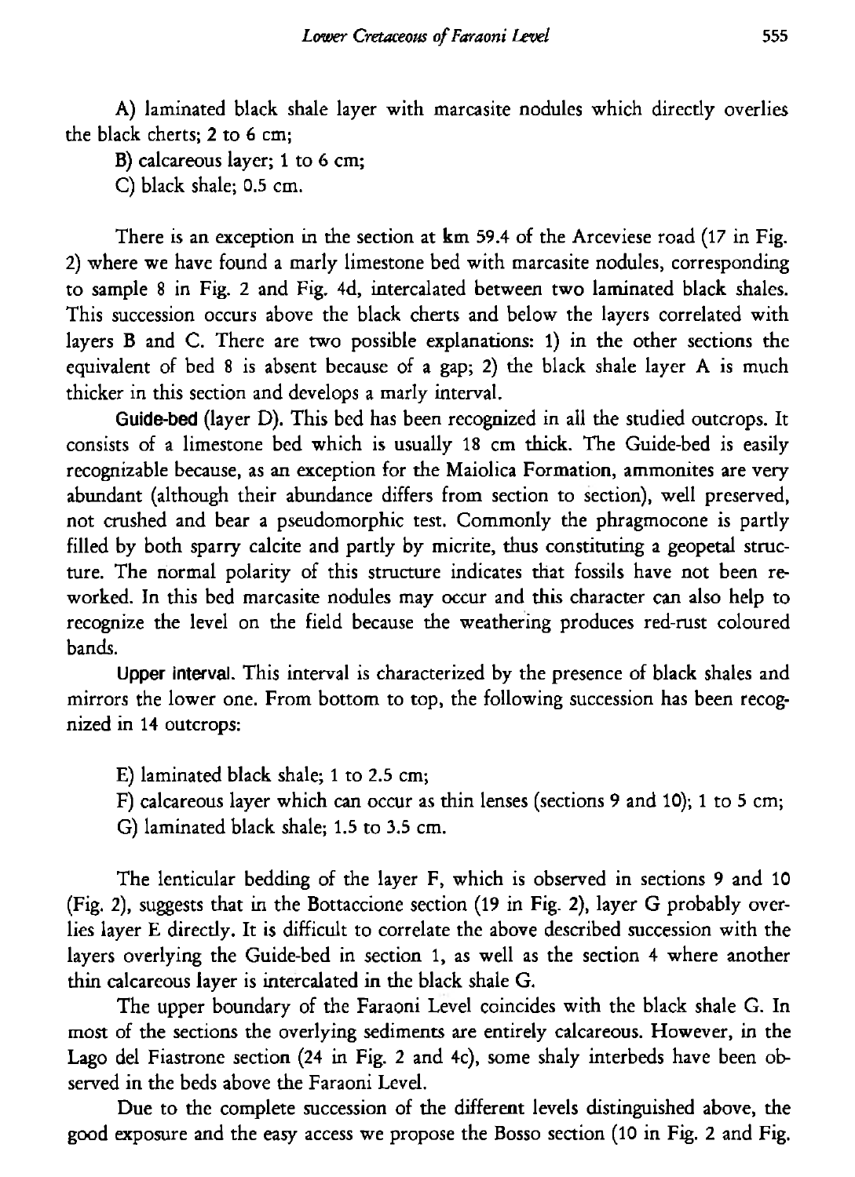A) laminated black shale layer with marcasite nodules which directly overlies the black cherts; 2 to 6 cm;

B) calcareous layer; 1 to 6 cm;

C) black shale; 0.5 cm.

There is an exception in the section at km 59.4 of the Arceviese road (17 in Fig. 2) where we have found a marly limestone bed with marcasite nodules, corresponding to sample 8 in Fig. 2 and Fig. 4d, intercalated between two laminated black shales. This succession occurs above the black cherts and below the layers correlated with layers B and C. There are two possible explanations: 1) in the other sections the equivalent of bed 8 is absent because of a gap; 2) the black shale layer A is much thicker in this section and develops a marly interval.

**Guide-bed** (layer D). This bed has been recognized in all the studied outcrops. It consists of a limestone bed which is usually 18 cm thick. The Guide-bed is easily recognizable because, as an exception for the Maiolica Formation, ammonites are very abundant (although their abundance differs from section to section), well preserved, not crushed and bear a pseudomorphic test. Commonly the phragmocone is partly filled by both sparry calcite and partly by micrite, thus constituting a geopetal structure. The normal polarity of this structure indicates that fossils have not been reworked. In this bed marcasite nodules may occur and this character can also help to recognize the level on the field because the weathering produces red-rust coloured bands.

**Upper interval.** This interval is characterized by the presence of black shales and mirrors the lower one. From bottom to top, the following succession has been recognized in 14 outcrops:

E) laminated black shale; 1 to 2.5 cm;

F) calcareous layer which can occur as thin lenses (sections 9 and 10); 1 to 5 cm;

G) laminated black shale; 1.5 to 3.5 cm.

The lenticular bedding of the layer F, which is observed in sections 9 and 10 (Fig. 2), suggests that in the Bottaccione section (19 in Fig. 2), layer G probably overlies layer E directly. It is difficult to correlate the above described succession with the layers overlying the Guide-bed in section 1, as well as the section 4 where another thin calcareous layer is intercalated in the black shale G.

The upper boundary of the Faraoni Level coincides with the black shale G. In most of the sections the overlying sediments are entirely calcareous. However, in the Lago del Fiastrone section (24 in Fig. 2 and 4c), some shaly interbeds have been observed in the beds above the Faraoni Level.

Due to the complete succession of the different levels distinguished above, the good exposure and the easy access we propose the Bosso section (10 in Fig. 2 and Fig.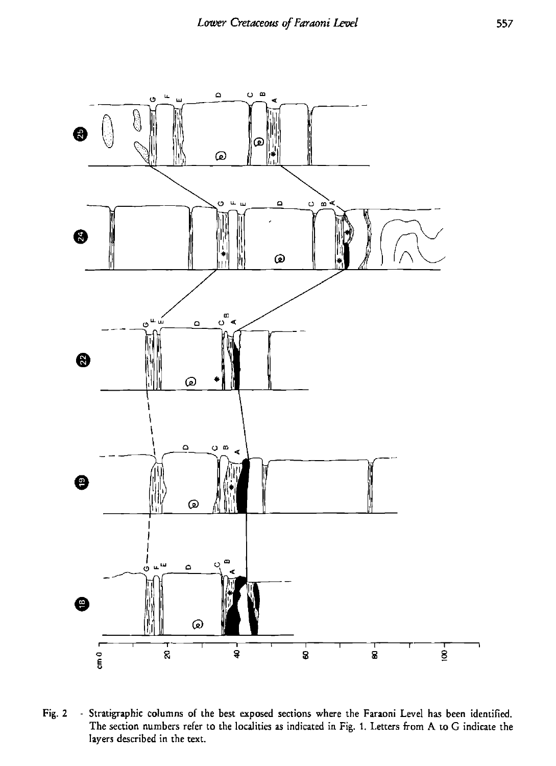Fig. 2 - Stratigraphic columns of the best exposed sections where the Faraoni Level has been identified. The section numbers refer to the localities as indicated in Fig. 1. Letters from A to G indicate the layers described in the text.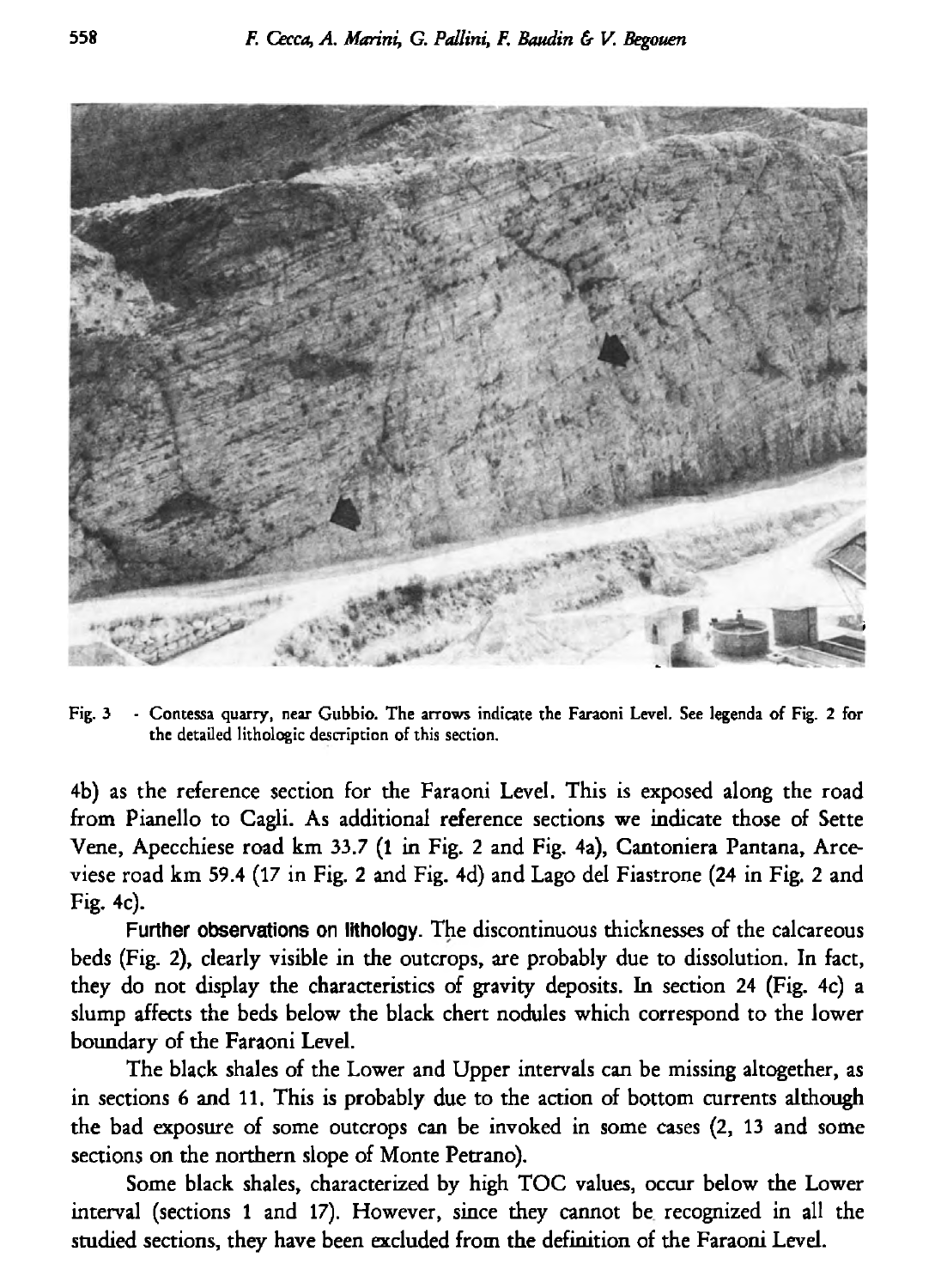Fig. 3 - Contessa quarry, near Gubbio. The arrows indicate the Faraoni Level. See legenda of Fig. 2 for the detailed lithologic description of this section.

4b) as the reference section for the Faraoni Level. This is exposed along the road from Pianello to Cagli. As additional reference sections we indicate those of Sette Vene, Apecchiese road km 33.7 (1 in Fig. 2 and Fig. 4a), Cantoniera Pantana, Arceviese road km 59.4 (17 in Fig. 2 and Fig. 4d) and Lago del Fiastrone (24 in Fig. 2 and Fig. 4c).

**Further observations on lithology.** The discontinuous thicknesses of the calcareous beds (Fig. 2), clearly visible in the outcrops, are probably due to dissolution. In fact, they do not display the characteristics of gravity deposits. In section 24 (Fig. 4c) a slump affects the beds below the black chert nodules which correspond to the lower boundary of the Faraoni Level.

The black shales of the Lower and Upper intervals can be missing altogether, as in sections 6 and 11. This is probably due to the action of bottom currents although the bad exposure of some outcrops can be invoked in some cases (2, 13 and some sections on the northern slope of Monte Petrano).

Some black shales, characterized by high TOC values, occur below the Lower interval (sections 1 and 17). However, since they cannot be recognized in all the studied sections, they have been excluded from the definition of the Faraoni Level.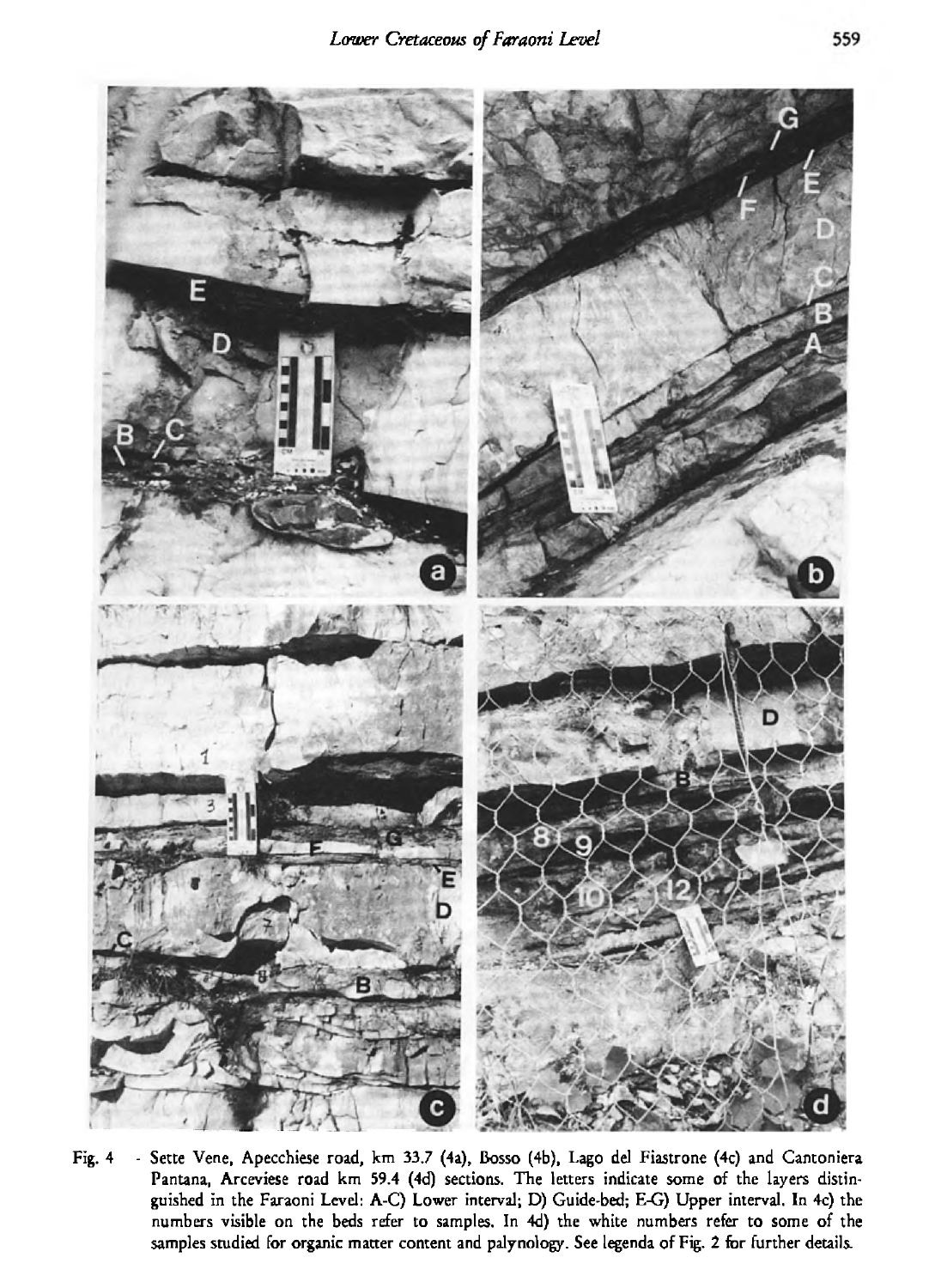Fig. 4 - Sette Vene, Apecchiese road, km 33.7 (4a), Bosso (4b), Lago del Fiastrone (4c) and Cantoniera Pantana, Arceviese road km 59.4 (4d) sections. The letters indicate some of the layers distinguished in the Faraoni Level: A-C) Lower interval; D) Guide-bed; E-G) Upper interval. In 4c) the numbers visible on the beds refer to samples. In 4d) the white numbers refer to some of the samples studied for organic matter content and palynology. See legenda of Fig. 2 for further details.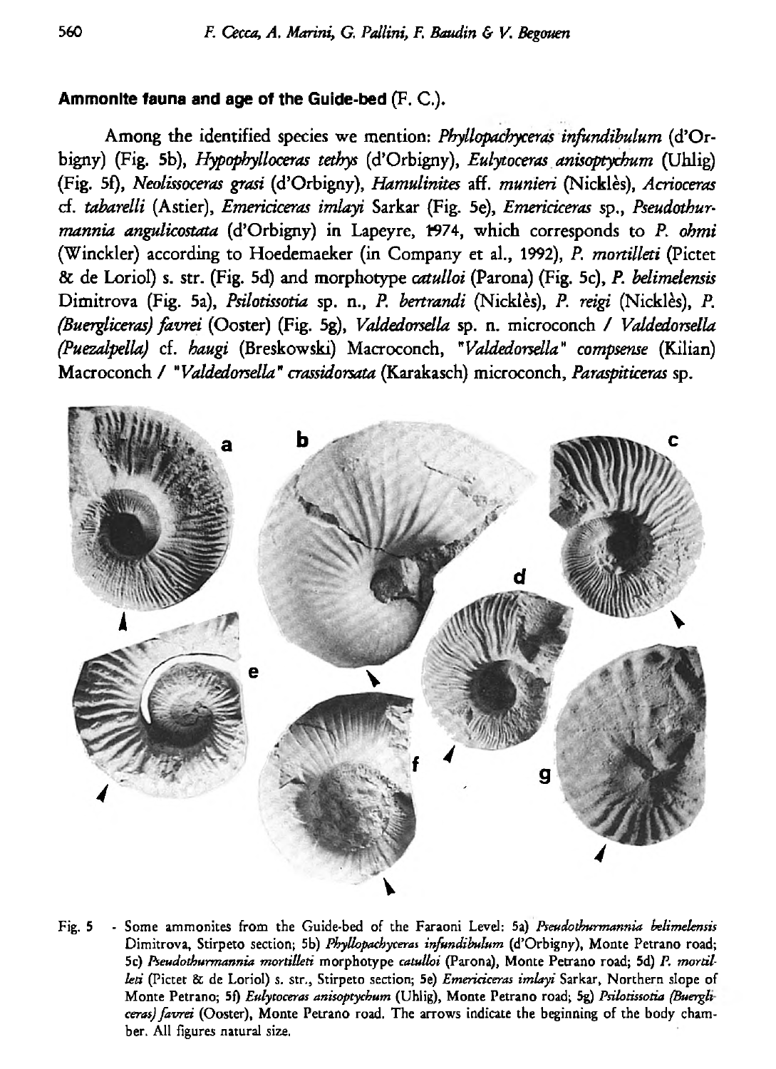**Ammonite fauna and age of the Guide-bed** (F. C.).

Among the identified species we mention: *Phyllopachyceras infundibulum* (d'Orbigny) (Fig. 5b), *Hypophylloceras tethys* (d'Orbigny), *Eulytoceras anisoptychum* (Uhlig) (Fig. 5f), *Neolissoceras grasi* (d'Orbigny), *Hamulinites* aff. *munieri* (Nicklès), *Acrioceras* cf. *tabarelli* (Astier), *Emericiceras imlayi* Sarkar (Fig. 5e), *Emericiceras* sp., *Pseudothurmannia angulicostata* (d'Orbigny) in Lapeyre, 1974, which corresponds to *P. ohmi* (Winckler) according to Hoedemaeker (in Company et al., 1992), *P. mortilleti* (Pictet & de Loriol) s. str. (Fig. 5d) and morphotype *catulloi* (Parona) (Fig. 5c), *P. belimelensis* Dimitrova (Fig. 5a), *Psilotissotia* sp. n., *P. bertrandi* (Nicklès), *P. reigi* (Nicklès), *P. (Buergliceras) favrei* (Ooster) (Fig. 5g), *Valdedorsella* sp. n. microconch / *Valdedorsella (Puezalpella)* cf. *haugi* (Breskowski) Macroconch, "*Valdedorsella*" *compsense* (Kilian) Macroconch / "*Valdedorsella*" *crassidorsata* (Karakasch) microconch, *Paraspiticeras* sp.

Fig. 5 - Some ammonites from the Guide-bed of the Faraoni Level: 5a) *Pseudothurmannia belimelensis* Dimitrova, Stirpeto section; 5b) *Phyllopachyceras infundibulum* (d'Orbigny), Monte Petrano road; 5c) *Pseudothurmannia mortilleti* morphotype *catulloi* (Parona), Monte Petrano road; 5d) *P. mortilleti* (Pictet & de Loriol) s. str., Stirpeto section; 5e) *Emericiceras imlayi* Sarkar, Northern slope of Monte Petrano; 5f) *Eulytoceras anisoptychum* (Uhlig), Monte Petrano road; 5g) *Psilotissotia (Buergliceras) favrei* (Ooster), Monte Petrano road. The arrows indicate the beginning of the body chamber. All figures natural size.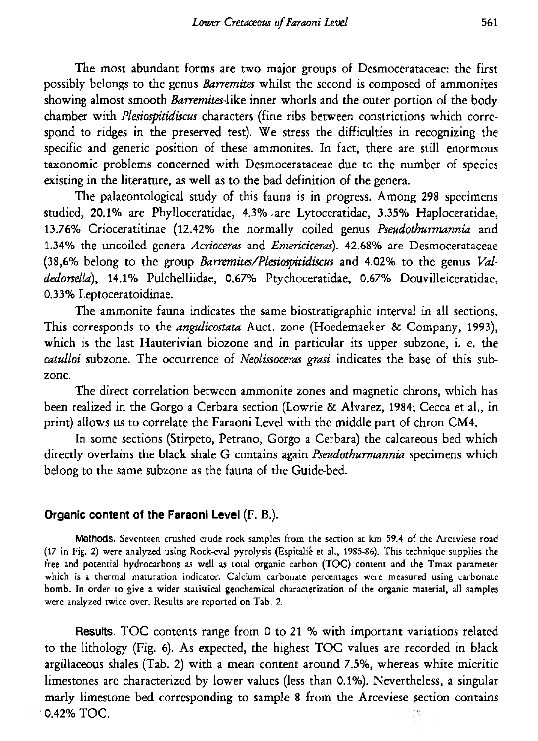The most abundant forms are two major groups of Desmocerataceae: the first possibly belongs to the genus *Barremites* whilst the second is composed of ammonites showing almost smooth *Barremites*-like inner whorls and the outer portion of the body chamber with *Plesiospitidiscus* characters (fine ribs between constrictions which correspond to ridges in the preserved test). We stress the difficulties in recognizing the specific and generic position of these ammonites. In fact, there are still enormous taxonomic problems concerned with Desmocerataceae due to the number of species existing in the literature, as well as to the bad definition of the genera.

The palaeontological study of this fauna is in progress. Among 298 specimens studied, 20.1% are Phylloceratidae, 4.3% are Lytoceratidae, 3.35% Haploceratidae, 13.76% Crioceratitinae (12.42% the normally coiled genus *Pseudothurmannia* and 1.34% the uncoiled genera *Acrioceras* and *Emericiceras*). 42.68% are Desmocerataceae (38,6% belong to the group *Barremites/Plesiospitidiscus* and 4.02% to the genus *Valdedorsella*), 14.1% Pulchelliidae, 0.67% Ptychoceratidae, 0.67% Douvilleiceratidae, 0.33% Leptoceratoidinae.

The ammonite fauna indicates the same biostratigraphic interval in all sections. This corresponds to the *angulicostata* Auct. zone (Hoedemaeker & Company, 1993), which is the last Hauterivian biozone and in particular its upper subzone, i. e. the *catulloi* subzone. The occurrence of *Neolissoceras grasi* indicates the base of this subzone.

The direct correlation between ammonite zones and magnetic chrons, which has been realized in the Gorgo a Cerbara section (Lowrie & Alvarez, 1984; Cecca et al., in print) allows us to correlate the Faraoni Level with the middle part of chron CM4.

In some sections (Stirpeto, Petrano, Gorgo a Cerbara) the calcareous bed which directly overlains the black shale G contains again *Pseudothurmannia* specimens which belong to the same subzone as the fauna of the Guide-bed.

### Organic content of the Faraoni Level (F. B.).

**Methods.** Seventeen crushed crude rock samples from the section at km 59.4 of the Arceviese road (17 in Fig. 2) were analyzed using Rock-eval pyrolysis (Espitalié et al., 1985-86). This technique supplies the free and potential hydrocarbons as well as total organic carbon (TOC) content and the Tmax parameter which is a thermal maturation indicator. Calcium carbonate percentages were measured using carbonate bomb. In order to give a wider statistical geochemical characterization of the organic material, all samples were analyzed twice over. Results are reported on Tab. 2.

**Results.** TOC contents range from 0 to 21 % with important variations related to the lithology (Fig. 6). As expected, the highest TOC values are recorded in black argillaceous shales (Tab. 2) with a mean content around 7.5%, whereas white micritic limestones are characterized by lower values (less than 0.1%). Nevertheless, a singular marly limestone bed corresponding to sample 8 from the Arceviese section contains 0.42% TOC.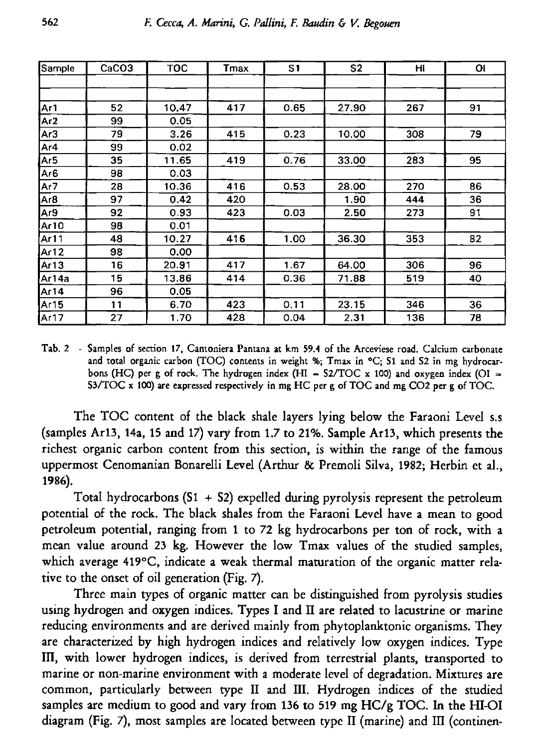| Sample | CaCO3 | TOC | Tmax | S1 | S2 | HI | OI |
|---|---|---|---|---|---|---|---|
| | | | | | | | |
| | | | | | | | |
| Ar1 | 52 | 10.47 | 417 | 0.65 | 27.90 | 267 | 91 |
| Ar2 | 99 | 0.05 | | | | | |
| Ar3 | 79 | 3.26 | 415 | 0.23 | 10.00 | 308 | 79 |
| Ar4 | 99 | 0.02 | | | | | |
| Ar5 | 35 | 11.65 | 419 | 0.76 | 33.00 | 283 | 95 |
| Ar6 | 98 | 0.03 | | | | | |
| Ar7 | 28 | 10.36 | 416 | 0.53 | 28.00 | 270 | 86 |
| Ar8 | 97 | 0.42 | 420 | | 1.90 | 444 | 36 |
| Ar9 | 92 | 0.93 | 423 | 0.03 | 2.50 | 273 | 91 |
| Ar10 | 98 | 0.01 | | | | | |
| Ar11 | 48 | 10.27 | 416 | 1.00 | 36.30 | 353 | 82 |
| Ar12 | 98 | 0.00 | | | | | |
| Ar13 | 16 | 20.91 | 417 | 1.67 | 64.00 | 306 | 96 |
| Ar14a | 15 | 13.86 | 414 | 0.36 | 71.88 | 519 | 40 |
| Ar14 | 96 | 0.05 | | | | | |
| Ar15 | 11 | 6.70 | 423 | 0.11 | 23.15 | 346 | 36 |
| Ar17 | 27 | 1.70 | 428 | 0.04 | 2.31 | 136 | 78 |

Tab. 2 - Samples of section 17, Cantoniera Pantana at km 59.4 of the Arceviese road. Calcium carbonate and total organic carbon (TOC) contents in weight %; Tmax in °C; S1 and S2 in mg hydrocarbons (HC) per g of rock. The hydrogen index (HI = S2/TOC x 100) and oxygen index (OI = S3/TOC x 100) are expressed respectively in mg HC per g of TOC and mg $CO_2$ per g of TOC.

The TOC content of the black shale layers lying below the Faraoni Level s.s (samples Ar13, 14a, 15 and 17) vary from 1.7 to 21%. Sample Ar13, which presents the richest organic carbon content from this section, is within the range of the famous uppermost Cenomanian Bonarelli Level (Arthur & Premoli Silva, 1982; Herbin et al., 1986).

Total hydrocarbons (S1 + S2) expelled during pyrolysis represent the petroleum potential of the rock. The black shales from the Faraoni Level have a mean to good petroleum potential, ranging from 1 to 72 kg hydrocarbons per ton of rock, with a mean value around 23 kg. However the low Tmax values of the studied samples, which average 419°C, indicate a weak thermal maturation of the organic matter relative to the onset of oil generation (Fig. 7).

Three main types of organic matter can be distinguished from pyrolysis studies using hydrogen and oxygen indices. Types I and II are related to lacustrine or marine reducing environments and are derived mainly from phytoplanktonic organisms. They are characterized by high hydrogen indices and relatively low oxygen indices. Type III, with lower hydrogen indices, is derived from terrestrial plants, transported to marine or non-marine environment with a moderate level of degradation. Mixtures are common, particularly between type II and III. Hydrogen indices of the studied samples are medium to good and vary from 136 to 519 mg HC/g TOC. In the HI-OI diagram (Fig. 7), most samples are located between type II (marine) and III (continen-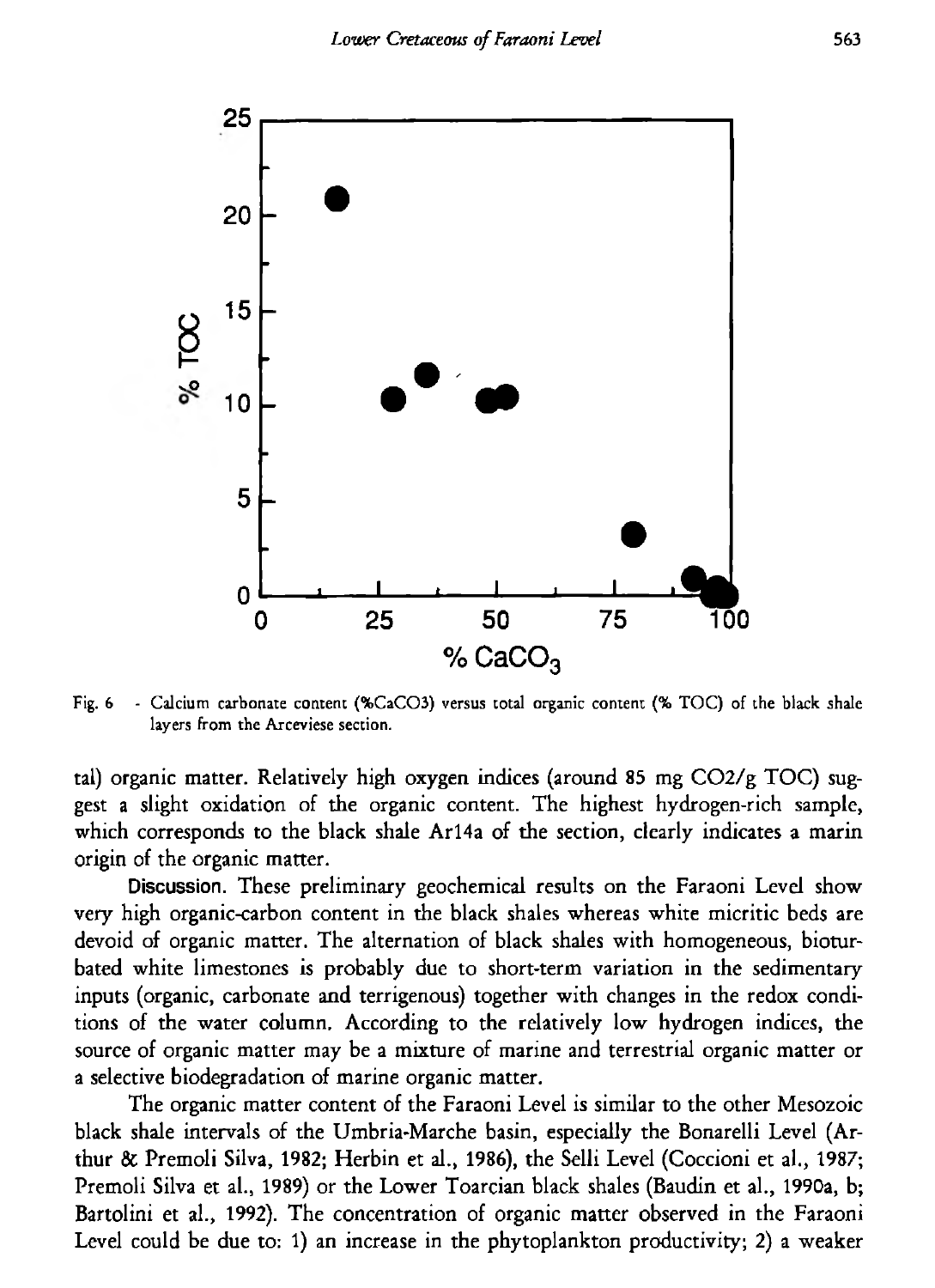Fig. 6 - Calcium carbonate content (%CaCO3) versus total organic content (% TOC) of the black shale layers from the Arceviese section.

tal) organic matter. Relatively high oxygen indices (around 85 mg CO2/g TOC) suggest a slight oxidation of the organic content. The highest hydrogen-rich sample, which corresponds to the black shale Ar14a of the section, clearly indicates a marin origin of the organic matter.

**Discussion.** These preliminary geochemical results on the Faraoni Level show very high organic-carbon content in the black shales whereas white micritic beds are devoid of organic matter. The alternation of black shales with homogeneous, bioturbated white limestones is probably due to short-term variation in the sedimentary inputs (organic, carbonate and terrigenous) together with changes in the redox conditions of the water column. According to the relatively low hydrogen indices, the source of organic matter may be a mixture of marine and terrestrial organic matter or a selective biodegradation of marine organic matter.

The organic matter content of the Faraoni Level is similar to the other Mesozoic black shale intervals of the Umbria-Marche basin, especially the Bonarelli Level (Arthur & Premoli Silva, 1982; Herbin et al., 1986), the Selli Level (Coccioni et al., 1987; Premoli Silva et al., 1989) or the Lower Toarcian black shales (Baudin et al., 1990a, b; Bartolini et al., 1992). The concentration of organic matter observed in the Faraoni Level could be due to: 1) an increase in the phytoplankton productivity; 2) a weaker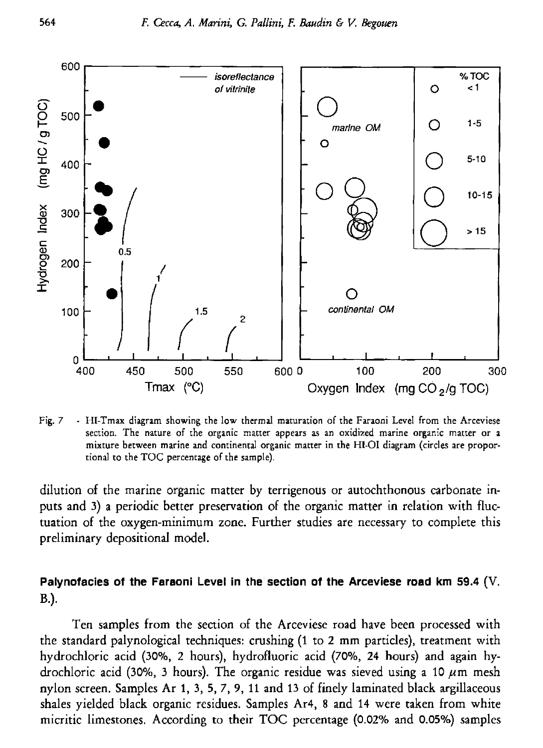Fig. 7 - HI-Tmax diagram showing the low thermal maturation of the Faraoni Level from the Arceviese section. The nature of the organic matter appears as an oxidized marine organic matter or a mixture between marine and continental organic matter in the HI-OI diagram (circles are proportional to the TOC percentage of the sample).

dilution of the marine organic matter by terrigenous or autochthonous carbonate inputs and 3) a periodic better preservation of the organic matter in relation with fluctuation of the oxygen-minimum zone. Further studies are necessary to complete this preliminary depositional model.

### Palynofacies of the Faraoni Level in the section of the Arceviese road km 59.4 (V. B.).

Ten samples from the section of the Arceviese road have been processed with the standard palynological techniques: crushing (1 to 2 mm particles), treatment with hydrochloric acid (30%, 2 hours), hydrofluoric acid (70%, 24 hours) and again hydrochloric acid (30%, 3 hours). The organic residue was sieved using a 10 $\mu$m mesh nylon screen. Samples Ar 1, 3, 5, 7, 9, 11 and 13 of finely laminated black argillaceous shales yielded black organic residues. Samples Ar4, 8 and 14 were taken from white micritic limestones. According to their TOC percentage (0.02% and 0.05%) samples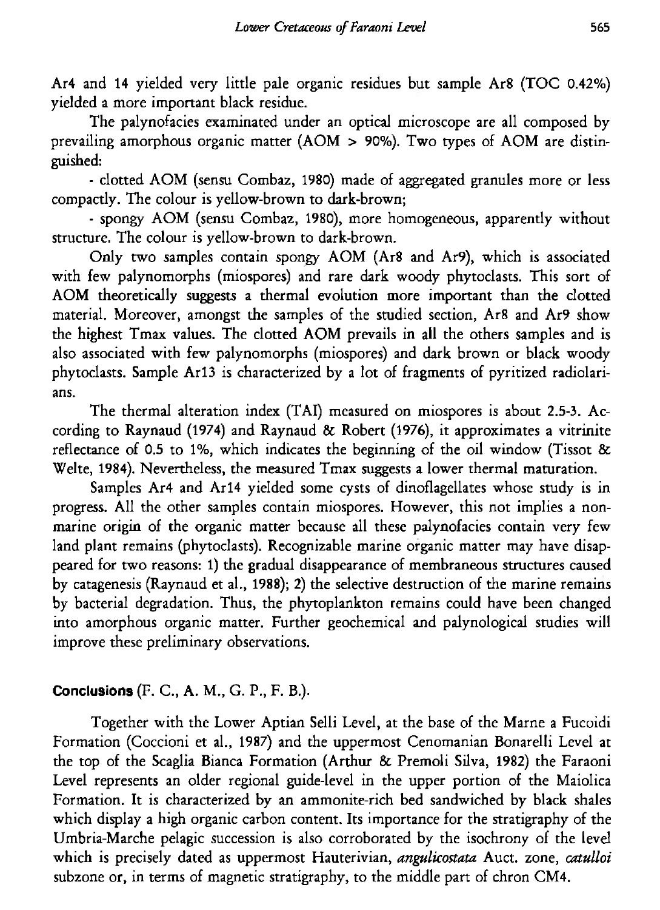Ar4 and 14 yielded very little pale organic residues but sample Ar8 (TOC 0.42%) yielded a more important black residue.

The palynofacies examinated under an optical microscope are all composed by prevailing amorphous organic matter (AOM > 90%). Two types of AOM are distinguished:

- clotted AOM (sensu Combaz, 1980) made of aggregated granules more or less compactly. The colour is yellow-brown to dark-brown;

- spongy AOM (sensu Combaz, 1980), more homogeneous, apparently without structure. The colour is yellow-brown to dark-brown.

Only two samples contain spongy AOM (Ar8 and Ar9), which is associated with few palynomorphs (miospores) and rare dark woody phytoclasts. This sort of AOM theoretically suggests a thermal evolution more important than the clotted material. Moreover, amongst the samples of the studied section, Ar8 and Ar9 show the highest Tmax values. The clotted AOM prevails in all the others samples and is also associated with few palynomorphs (miospores) and dark brown or black woody phytoclasts. Sample Ar13 is characterized by a lot of fragments of pyritized radiolarians.

The thermal alteration index (TAI) measured on miospores is about 2.5-3. According to Raynaud (1974) and Raynaud & Robert (1976), it approximates a vitrinite reflectance of 0.5 to 1%, which indicates the beginning of the oil window (Tissot & Welte, 1984). Nevertheless, the measured Tmax suggests a lower thermal maturation.

Samples Ar4 and Ar14 yielded some cysts of dinoflagellates whose study is in progress. All the other samples contain miospores. However, this not implies a nonmarine origin of the organic matter because all these palynofacies contain very few land plant remains (phytoclasts). Recognizable marine organic matter may have disappeared for two reasons: 1) the gradual disappearance of membraneous structures caused by catagenesis (Raynaud et al., 1988); 2) the selective destruction of the marine remains by bacterial degradation. Thus, the phytoplankton remains could have been changed into amorphous organic matter. Further geochemical and palynological studies will improve these preliminary observations.

## **Conclusions** (F. C., A. M., G. P., F. B.).

Together with the Lower Aptian Selli Level, at the base of the Marne a Fucoidi Formation (Coccioni et al., 1987) and the uppermost Cenomanian Bonarelli Level at the top of the Scaglia Bianca Formation (Arthur & Premoli Silva, 1982) the Faraoni Level represents an older regional guide-level in the upper portion of the Maiolica Formation. It is characterized by an ammonite-rich bed sandwiched by black shales which display a high organic carbon content. Its importance for the stratigraphy of the Umbria-Marche pelagic succession is also corroborated by the isochrony of the level which is precisely dated as uppermost Hauterivian, *angulicostata* Auct. zone, *catulloi* subzone or, in terms of magnetic stratigraphy, to the middle part of chron CM4.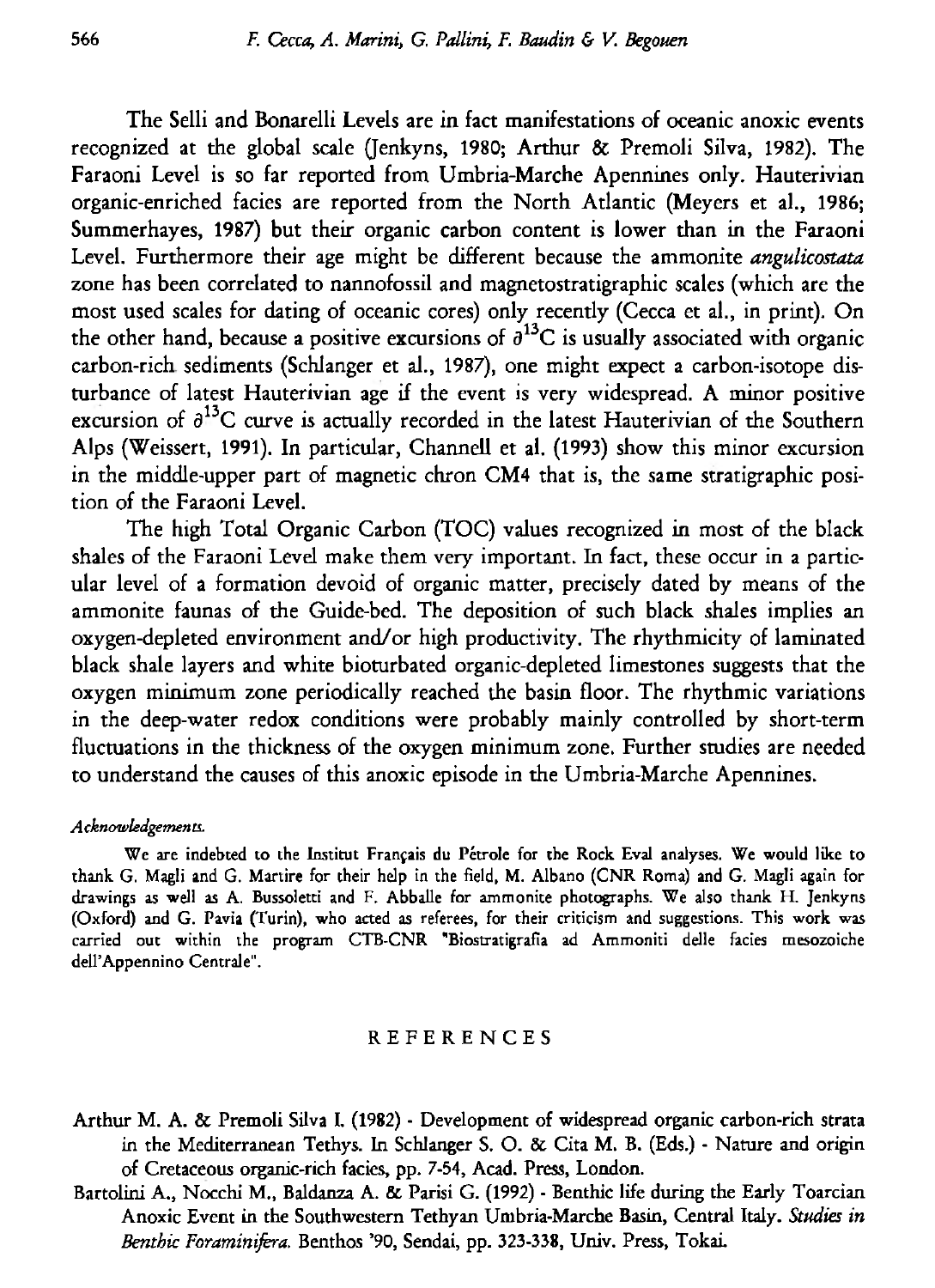The Selli and Bonarelli Levels are in fact manifestations of oceanic anoxic events recognized at the global scale (Jenkyns, 1980; Arthur & Premoli Silva, 1982). The Faraoni Level is so far reported from Umbria-Marche Apennines only. Hauterivian organic-enriched facies are reported from the North Atlantic (Meyers et al., 1986; Summerhayes, 1987) but their organic carbon content is lower than in the Faraoni Level. Furthermore their age might be different because the ammonite *angulicostata* zone has been correlated to nannofossil and magnetostratigraphic scales (which are the most used scales for dating of oceanic cores) only recently (Cecca et al., in print). On the other hand, because a positive excursions of $\partial^{13}C$ is usually associated with organic carbon-rich sediments (Schlanger et al., 1987), one might expect a carbon-isotope disturbance of latest Hauterivian age if the event is very widespread. A minor positive excursion of $\partial^{13}C$ curve is actually recorded in the latest Hauterivian of the Southern Alps (Weissert, 1991). In particular, Channell et al. (1993) show this minor excursion in the middle-upper part of magnetic chron CM4 that is, the same stratigraphic position of the Faraoni Level.

The high Total Organic Carbon (TOC) values recognized in most of the black shales of the Faraoni Level make them very important. In fact, these occur in a particular level of a formation devoid of organic matter, precisely dated by means of the ammonite faunas of the Guide-bed. The deposition of such black shales implies an oxygen-depleted environment and/or high productivity. The rhythmicity of laminated black shale layers and white bioturbated organic-depleted limestones suggests that the oxygen minimum zone periodically reached the basin floor. The rhythmic variations in the deep-water redox conditions were probably mainly controlled by short-term fluctuations in the thickness of the oxygen minimum zone. Further studies are needed to understand the causes of this anoxic episode in the Umbria-Marche Apennines.

*Acknowledgements.*

We are indebted to the Institut Français du Pétrole for the Rock Eval analyses. We would like to thank G. Magli and G. Martire for their help in the field, M. Albano (CNR Roma) and G. Magli again for drawings as well as A. Bussoletti and F. Abballe for ammonite photographs. We also thank H. Jenkyns (Oxford) and G. Pavia (Turin), who acted as referees, for their criticism and suggestions. This work was carried out within the program CTB-CNR "Biostratigrafia ad Ammoniti delle facies mesozoiche dell'Appennino Centrale".

## REFERENCES

Arthur M. A. & Premoli Silva I. (1982) - Development of widespread organic carbon-rich strata in the Mediterranean Tethys. In Schlanger S. O. & Cita M. B. (Eds.) - Nature and origin of Cretaceous organic-rich facies, pp. 7-54, Acad. Press, London.

Bartolini A., Nocchi M., Baldanza A. & Parisi G. (1992) - Benthic life during the Early Toarcian Anoxic Event in the Southwestern Tethyan Umbria-Marche Basin, Central Italy. *Studies in Benthic Foraminifera.* Benthos '90, Sendai, pp. 323-338, Univ. Press, Tokai.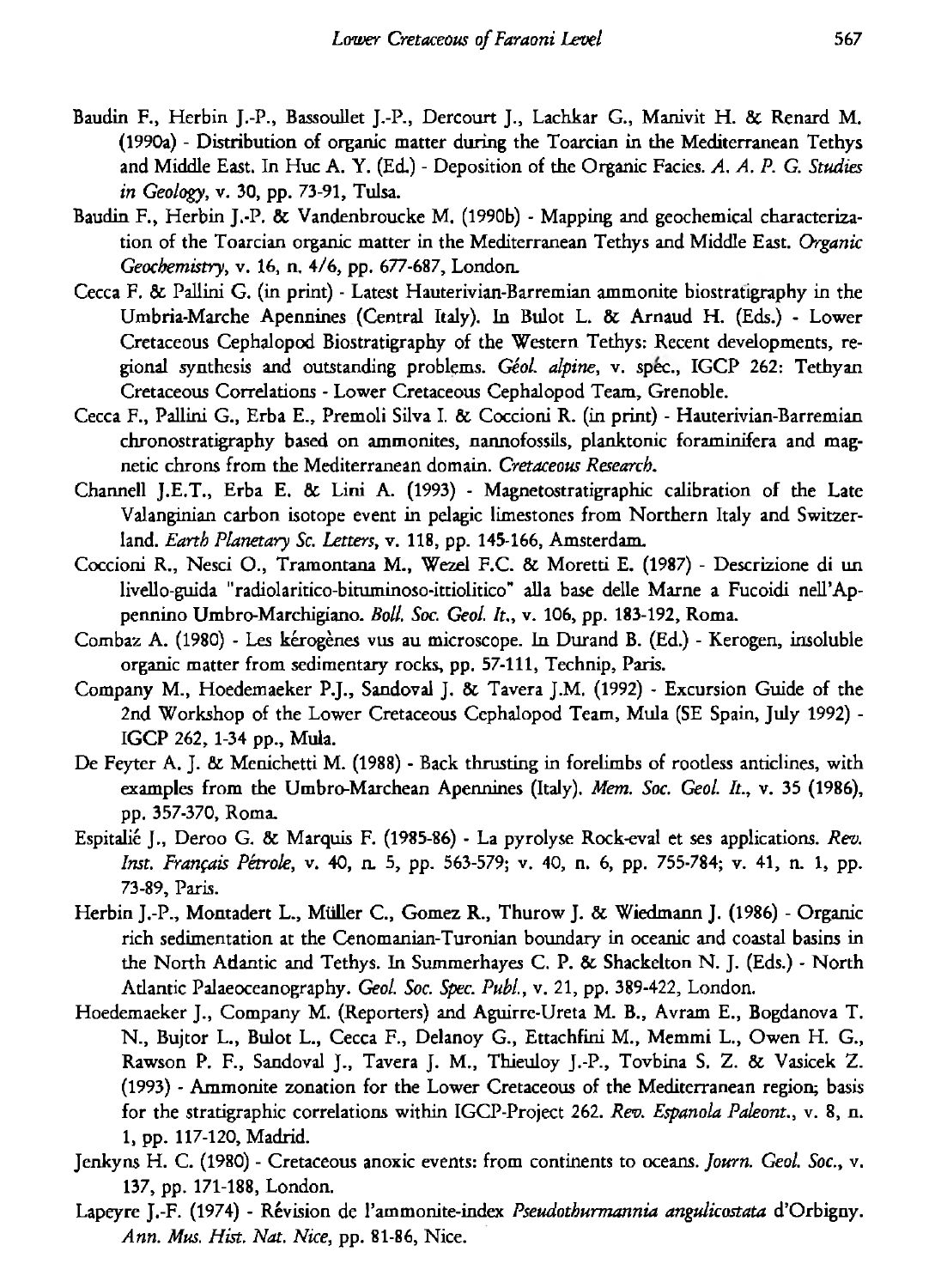Baudin F., Herbin J.-P., Bassoullet J.-P., Dercourt J., Lachkar G., Manivit H. & Renard M. (1990a) - Distribution of organic matter during the Toarcian in the Mediterranean Tethys and Middle East. In Huc A. Y. (Ed.) - Deposition of the Organic Facies. *A. A. P. G. Studies in Geology*, v. 30, pp. 73-91, Tulsa.

Baudin F., Herbin J.-P. & Vandenbroucke M. (1990b) - Mapping and geochemical characterization of the Toarcian organic matter in the Mediterranean Tethys and Middle East. *Organic Geochemistry*, v. 16, n. 4/6, pp. 677-687, London.

Cecca F. & Pallini G. (in print) - Latest Hauterivian-Barremian ammonite biostratigraphy in the Umbria-Marche Apennines (Central Italy). In Bulot L. & Arnaud H. (Eds.) - Lower Cretaceous Cephalopod Biostratigraphy of the Western Tethys: Recent developments, regional synthesis and outstanding problems. *Géol. alpine*, v. spéc., IGCP 262: Tethyan Cretaceous Correlations - Lower Cretaceous Cephalopod Team, Grenoble.

Cecca F., Pallini G., Erba E., Premoli Silva I. & Coccioni R. (in print) - Hauterivian-Barremian chronostratigraphy based on ammonites, nannofossils, planktonic foraminifera and magnetic chrons from the Mediterranean domain. *Cretaceous Research*.

Channell J.E.T., Erba E. & Lini A. (1993) - Magnetostratigraphic calibration of the Late Valanginian carbon isotope event in pelagic limestones from Northern Italy and Switzerland. *Earth Planetary Sc. Letters*, v. 118, pp. 145-166, Amsterdam.

Coccioni R., Nesci O., Tramontana M., Wezel F.C. & Moretti E. (1987) - Descrizione di un livello-guida "radiolaritico-bituminoso-ittiolitico" alla base delle Marne a Fucoidi nell'Appennino Umbro-Marchigiano. *Boll. Soc. Geol. It.*, v. 106, pp. 183-192, Roma.

Combaz A. (1980) - Les kérogènes vus au microscope. In Durand B. (Ed.) - Kerogen, insoluble organic matter from sedimentary rocks, pp. 57-111, Technip, Paris.

Company M., Hoedemaeker P.J., Sandoval J. & Tavera J.M. (1992) - Excursion Guide of the 2nd Workshop of the Lower Cretaceous Cephalopod Team, Mula (SE Spain, July 1992) - IGCP 262, 1-34 pp., Mula.

De Feyter A. J. & Menichetti M. (1988) - Back thrusting in forelimbs of rootless anticlines, with examples from the Umbro-Marchean Apennines (Italy). *Mem. Soc. Geol. It.*, v. 35 (1986), pp. 357-370, Roma.

Espitalié J., Deroo G. & Marquis F. (1985-86) - La pyrolyse Rock-eval et ses applications. *Rev. Inst. Français Pétrole*, v. 40, n. 5, pp. 563-579; v. 40, n. 6, pp. 755-784; v. 41, n. 1, pp. 73-89, Paris.

Herbin J.-P., Montadert L., Müller C., Gomez R., Thurow J. & Wiedmann J. (1986) - Organic rich sedimentation at the Cenomanian-Turonian boundary in oceanic and coastal basins in the North Atlantic and Tethys. In Summerhayes C. P. & Shackelton N. J. (Eds.) - North Atlantic Palaeoceanography. *Geol. Soc. Spec. Publ.*, v. 21, pp. 389-422, London.

Hoedemaeker J., Company M. (Reporters) and Aguirre-Ureta M. B., Avram E., Bogdanova T. N., Bujtor L., Bulot L., Cecca F., Delanoy G., Ettachfini M., Memmi L., Owen H. G., Rawson P. F., Sandoval J., Tavera J. M., Thieuloy J.-P., Tovbina S. Z. & Vasicek Z. (1993) - Ammonite zonation for the Lower Cretaceous of the Mediterranean region; basis for the stratigraphic correlations within IGCP-Project 262. *Rev. Espanola Paleont.*, v. 8, n. 1, pp. 117-120, Madrid.

Jenkyns H. C. (1980) - Cretaceous anoxic events: from continents to oceans. *Journ. Geol. Soc.*, v. 137, pp. 171-188, London.

Lapeyre J.-F. (1974) - Révision de l'ammonite-index *Pseudothurmannia angulicostata* d'Orbigny. *Ann. Mus. Hist. Nat. Nice*, pp. 81-86, Nice.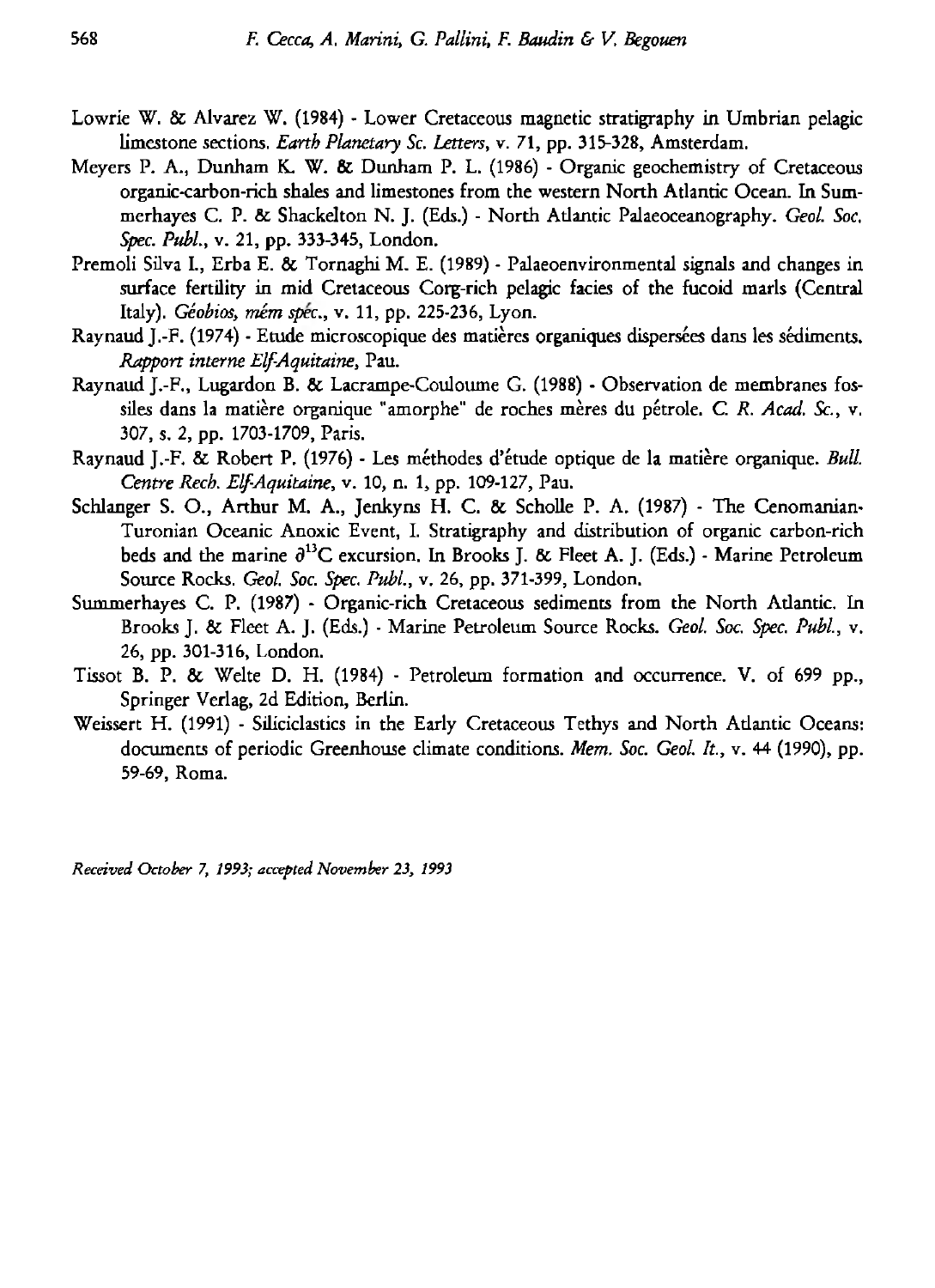Lowrie W. & Alvarez W. (1984) - Lower Cretaceous magnetic stratigraphy in Umbrian pelagic limestone sections. *Earth Planetary Sc. Letters*, v. 71, pp. 315-328, Amsterdam.

Meyers P. A., Dunham K. W. & Dunham P. L. (1986) - Organic geochemistry of Cretaceous organic-carbon-rich shales and limestones from the western North Atlantic Ocean. In Summerhayes C. P. & Shackelton N. J. (Eds.) - North Atlantic Palaeoceanography. *Geol. Soc. Spec. Publ.*, v. 21, pp. 333-345, London.

Premoli Silva I., Erba E. & Tornaghi M. E. (1989) - Palaeoenvironmental signals and changes in surface fertility in mid Cretaceous Corg-rich pelagic facies of the fucoid marls (Central Italy). *Géobios, mém spéc.*, v. 11, pp. 225-236, Lyon.

Raynaud J.-F. (1974) - Etude microscopique des matières organiques dispersées dans les sédiments. *Rapport interne Elf-Aquitaine*, Pau.

Raynaud J.-F., Lugardon B. & Lacrampe-Couloume G. (1988) - Observation de membranes fossiles dans la matière organique "amorphe" de roches mères du pétrole. *C. R. Acad. Sc.*, v. 307, s. 2, pp. 1703-1709, Paris.

Raynaud J.-F. & Robert P. (1976) - Les méthodes d'étude optique de la matière organique. *Bull. Centre Rech. Elf-Aquitaine*, v. 10, n. 1, pp. 109-127, Pau.

Schlanger S. O., Arthur M. A., Jenkyns H. C. & Scholle P. A. (1987) - The Cenomanian-Turonian Oceanic Anoxic Event, I. Stratigraphy and distribution of organic carbon-rich beds and the marine $\partial^{13}C$ excursion. In Brooks J. & Fleet A. J. (Eds.) - Marine Petroleum Source Rocks. *Geol. Soc. Spec. Publ.*, v. 26, pp. 371-399, London.

Summerhayes C. P. (1987) - Organic-rich Cretaceous sediments from the North Atlantic. In Brooks J. & Fleet A. J. (Eds.) - Marine Petroleum Source Rocks. *Geol. Soc. Spec. Publ.*, v. 26, pp. 301-316, London.

Tissot B. P. & Welte D. H. (1984) - Petroleum formation and occurrence. V. of 699 pp., Springer Verlag, 2d Edition, Berlin.

Weissert H. (1991) - Siliciclastics in the Early Cretaceous Tethys and North Atlantic Oceans: documents of periodic Greenhouse climate conditions. *Mem. Soc. Geol. It.*, v. 44 (1990), pp. 59-69, Roma.

*Received October 7, 1993; accepted November 23, 1993*